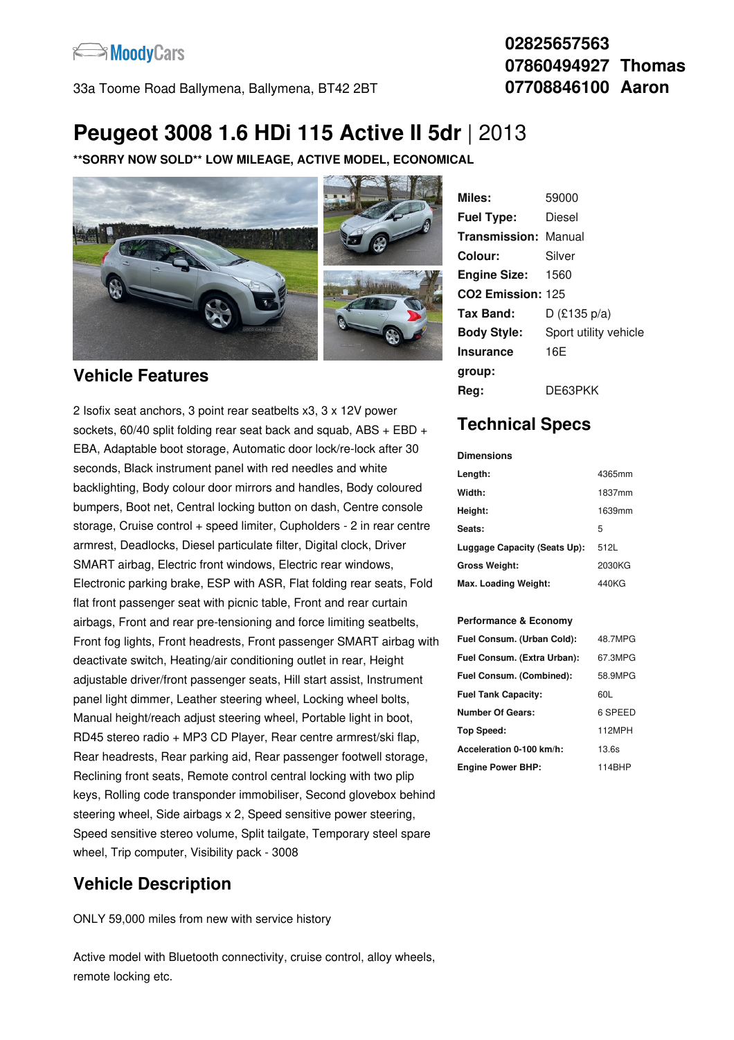MoodyCars

33a Toome Road Ballymena, Ballymena, BT42 2BT

**02825657563**
**07860494927 Thomas**
**07708846100 Aaron**

# Peugeot 3008 1.6 HDi 115 Active II 5dr | 2013

**\*\*SORRY NOW SOLD\*\* LOW MILEAGE, ACTIVE MODEL, ECONOMICAL**

| | |
|---|---|
| **Miles:** | 59000 |
| **Fuel Type:** | Diesel |
| **Transmission:** | Manual |
| **Colour:** | Silver |
| **Engine Size:** | 1560 |
| **CO2 Emission:** | 125 |
| **Tax Band:** | D (£135 p/a) |
| **Body Style:** | Sport utility vehicle |
| **Insurance group:** | 16E |
| **Reg:** | DE63PKK |

## Vehicle Features

2 Isofix seat anchors, 3 point rear seatbelts x3, 3 x 12V power sockets, 60/40 split folding rear seat back and squab, ABS + EBD + EBA, Adaptable boot storage, Automatic door lock/re-lock after 30 seconds, Black instrument panel with red needles and white backlighting, Body colour door mirrors and handles, Body coloured bumpers, Boot net, Central locking button on dash, Centre console storage, Cruise control + speed limiter, Cupholders - 2 in rear centre armrest, Deadlocks, Diesel particulate filter, Digital clock, Driver SMART airbag, Electric front windows, Electric rear windows, Electronic parking brake, ESP with ASR, Flat folding rear seats, Fold flat front passenger seat with picnic table, Front and rear curtain airbags, Front and rear pre-tensioning and force limiting seatbelts, Front fog lights, Front headrests, Front passenger SMART airbag with deactivate switch, Heating/air conditioning outlet in rear, Height adjustable driver/front passenger seats, Hill start assist, Instrument panel light dimmer, Leather steering wheel, Locking wheel bolts, Manual height/reach adjust steering wheel, Portable light in boot, RD45 stereo radio + MP3 CD Player, Rear centre armrest/ski flap, Rear headrests, Rear parking aid, Rear passenger footwell storage, Reclining front seats, Remote control central locking with two plip keys, Rolling code transponder immobiliser, Second glovebox behind steering wheel, Side airbags x 2, Speed sensitive power steering, Speed sensitive stereo volume, Split tailgate, Temporary steel spare wheel, Trip computer, Visibility pack - 3008

## Technical Specs

**Dimensions**

| | |
|---|---|
| **Length:** | 4365mm |
| **Width:** | 1837mm |
| **Height:** | 1639mm |
| **Seats:** | 5 |
| **Luggage Capacity (Seats Up):** | 512L |
| **Gross Weight:** | 2030KG |
| **Max. Loading Weight:** | 440KG |

**Performance & Economy**

| | |
|---|---|
| **Fuel Consum. (Urban Cold):** | 48.7MPG |
| **Fuel Consum. (Extra Urban):** | 67.3MPG |
| **Fuel Consum. (Combined):** | 58.9MPG |
| **Fuel Tank Capacity:** | 60L |
| **Number Of Gears:** | 6 SPEED |
| **Top Speed:** | 112MPH |
| **Acceleration 0-100 km/h:** | 13.6s |
| **Engine Power BHP:** | 114BHP |

## Vehicle Description

ONLY 59,000 miles from new with service history

Active model with Bluetooth connectivity, cruise control, alloy wheels, remote locking etc.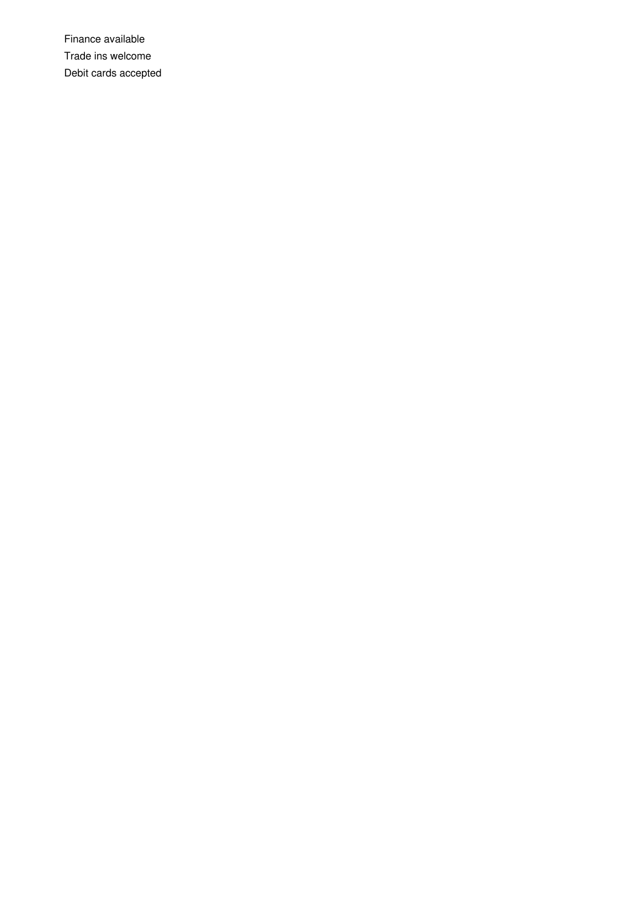Finance available

Trade ins welcome

Debit cards accepted